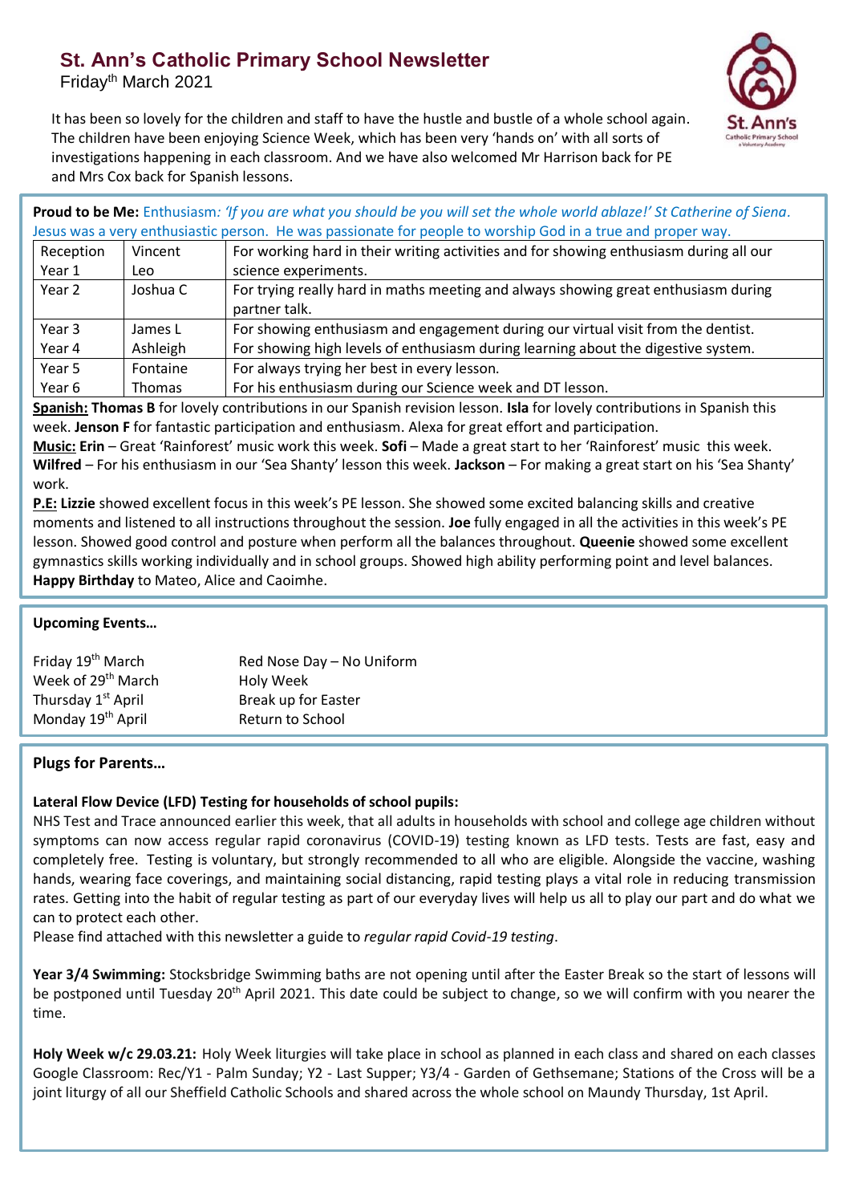# St. Ann's Catholic Primary School Newsletter

Friday^th March 2021

It has been so lovely for the children and staff to have the hustle and bustle of a whole school again. The children have been enjoying Science Week, which has been very 'hands on' with all sorts of investigations happening in each classroom. And we have also welcomed Mr Harrison back for PE and Mrs Cox back for Spanish lessons.

**Proud to be Me:** Enthusiasm*: 'If you are what you should be you will set the whole world ablaze!' St Catherine of Siena.* Jesus was a very enthusiastic person. He was passionate for people to worship God in a true and proper way.

| | | |
|---|---|---|
| Reception<br>Year 1 | Vincent<br>Leo | For working hard in their writing activities and for showing enthusiasm during all our science experiments. |
| Year 2 | Joshua C | For trying really hard in maths meeting and always showing great enthusiasm during partner talk. |
| Year 3 | James L | For showing enthusiasm and engagement during our virtual visit from the dentist. |
| Year 4 | Ashleigh | For showing high levels of enthusiasm during learning about the digestive system. |
| Year 5 | Fontaine | For always trying her best in every lesson. |
| Year 6 | Thomas | For his enthusiasm during our Science week and DT lesson. |

**Spanish:** **Thomas B** for lovely contributions in our Spanish revision lesson. **Isla** for lovely contributions in Spanish this week. **Jenson F** for fantastic participation and enthusiasm. Alexa for great effort and participation.

**Music:** **Erin** – Great 'Rainforest' music work this week. **Sofi** – Made a great start to her 'Rainforest' music this week. **Wilfred** – For his enthusiasm in our 'Sea Shanty' lesson this week. **Jackson** – For making a great start on his 'Sea Shanty' work.

**P.E:** **Lizzie** showed excellent focus in this week's PE lesson. She showed some excited balancing skills and creative moments and listened to all instructions throughout the session. **Joe** fully engaged in all the activities in this week's PE lesson. Showed good control and posture when perform all the balances throughout. **Queenie** showed some excellent gymnastics skills working individually and in school groups. Showed high ability performing point and level balances.

**Happy Birthday** to Mateo, Alice and Caoimhe.

## Upcoming Events…

| | |
|---|---|
| Friday 19th March | Red Nose Day – No Uniform |
| Week of 29th March | Holy Week |
| Thursday 1st April | Break up for Easter |
| Monday 19th April | Return to School |

## Plugs for Parents…

**Lateral Flow Device (LFD) Testing for households of school pupils:**

NHS Test and Trace announced earlier this week, that all adults in households with school and college age children without symptoms can now access regular rapid coronavirus (COVID-19) testing known as LFD tests. Tests are fast, easy and completely free. Testing is voluntary, but strongly recommended to all who are eligible. Alongside the vaccine, washing hands, wearing face coverings, and maintaining social distancing, rapid testing plays a vital role in reducing transmission rates. Getting into the habit of regular testing as part of our everyday lives will help us all to play our part and do what we can to protect each other.

Please find attached with this newsletter a guide to *regular rapid Covid-19 testing*.

**Year 3/4 Swimming:** Stocksbridge Swimming baths are not opening until after the Easter Break so the start of lessons will be postponed until Tuesday 20th April 2021. This date could be subject to change, so we will confirm with you nearer the time.

**Holy Week w/c 29.03.21:** Holy Week liturgies will take place in school as planned in each class and shared on each classes Google Classroom: Rec/Y1 - Palm Sunday; Y2 - Last Supper; Y3/4 - Garden of Gethsemane; Stations of the Cross will be a joint liturgy of all our Sheffield Catholic Schools and shared across the whole school on Maundy Thursday, 1st April.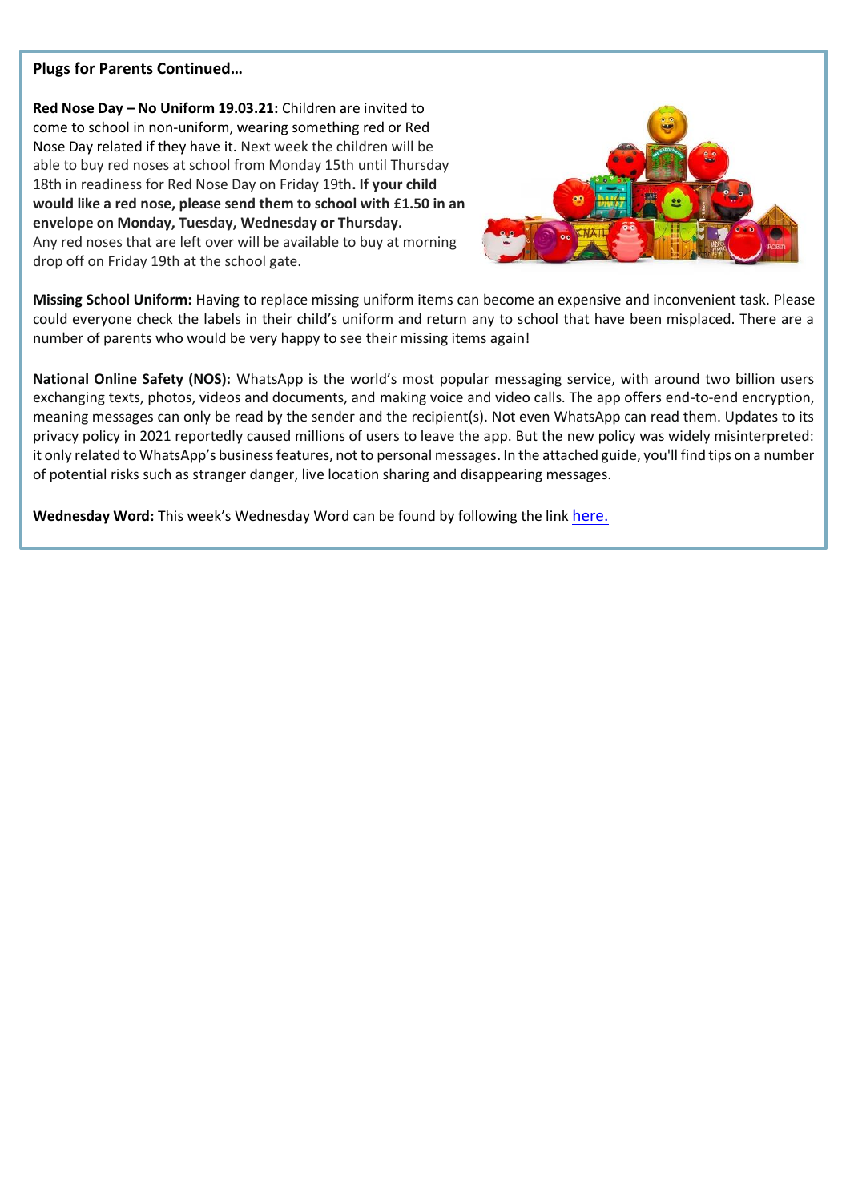**Plugs for Parents Continued…**

**Red Nose Day – No Uniform 19.03.21:** Children are invited to come to school in non-uniform, wearing something red or Red Nose Day related if they have it. Next week the children will be able to buy red noses at school from Monday 15th until Thursday 18th in readiness for Red Nose Day on Friday 19th**. If your child would like a red nose, please send them to school with £1.50 in an envelope on Monday, Tuesday, Wednesday or Thursday.** Any red noses that are left over will be available to buy at morning drop off on Friday 19th at the school gate.

**Missing School Uniform:** Having to replace missing uniform items can become an expensive and inconvenient task. Please could everyone check the labels in their child's uniform and return any to school that have been misplaced. There are a number of parents who would be very happy to see their missing items again!

**National Online Safety (NOS):** WhatsApp is the world's most popular messaging service, with around two billion users exchanging texts, photos, videos and documents, and making voice and video calls. The app offers end-to-end encryption, meaning messages can only be read by the sender and the recipient(s). Not even WhatsApp can read them. Updates to its privacy policy in 2021 reportedly caused millions of users to leave the app. But the new policy was widely misinterpreted: it only related to WhatsApp's business features, not to personal messages. In the attached guide, you'll find tips on a number of potential risks such as stranger danger, live location sharing and disappearing messages.

**Wednesday Word:** This week's Wednesday Word can be found by following the link here.